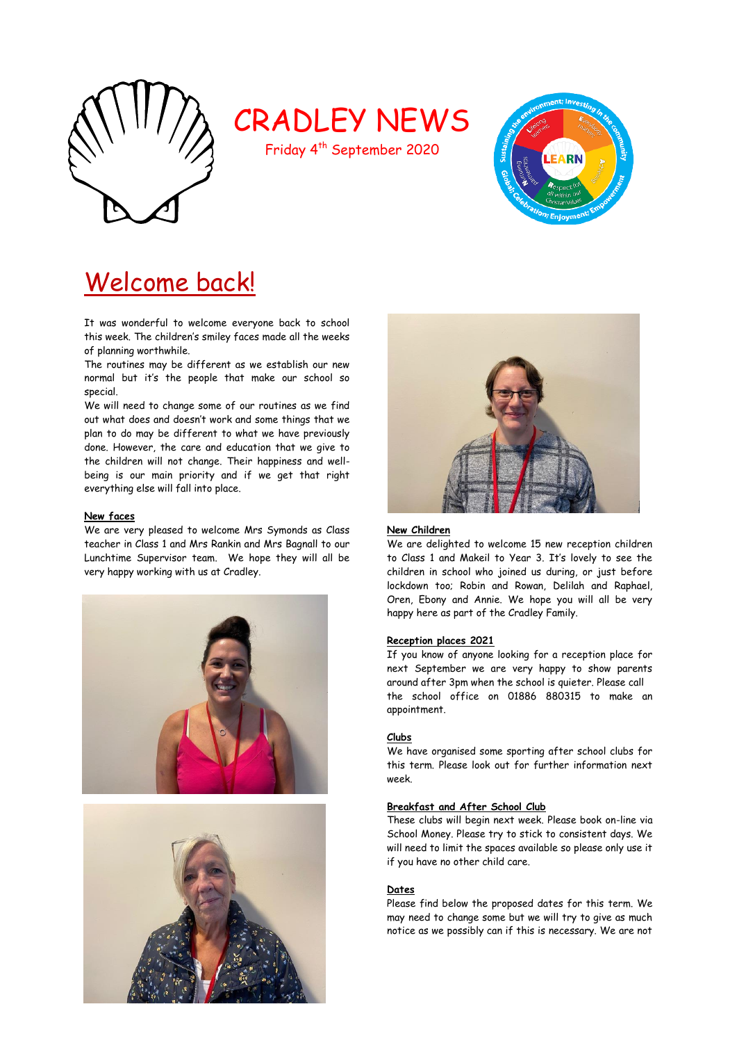# CRADLEY NEWS

Friday 4th September 2020

## Welcome back!

It was wonderful to welcome everyone back to school this week. The children's smiley faces made all the weeks of planning worthwhile.

The routines may be different as we establish our new normal but it's the people that make our school so special.

We will need to change some of our routines as we find out what does and doesn't work and some things that we plan to do may be different to what we have previously done. However, the care and education that we give to the children will not change. Their happiness and well-being is our main priority and if we get that right everything else will fall into place.

**New faces**

We are very pleased to welcome Mrs Symonds as Class teacher in Class 1 and Mrs Rankin and Mrs Bagnall to our Lunchtime Supervisor team. We hope they will all be very happy working with us at Cradley.

**New Children**

We are delighted to welcome 15 new reception children to Class 1 and Makeil to Year 3. It's lovely to see the children in school who joined us during, or just before lockdown too; Robin and Rowan, Delilah and Raphael, Oren, Ebony and Annie. We hope you will all be very happy here as part of the Cradley Family.

**Reception places 2021**

If you know of anyone looking for a reception place for next September we are very happy to show parents around after 3pm when the school is quieter. Please call the school office on 01886 880315 to make an appointment.

**Clubs**

We have organised some sporting after school clubs for this term. Please look out for further information next week.

**Breakfast and After School Club**

These clubs will begin next week. Please book on-line via School Money. Please try to stick to consistent days. We will need to limit the spaces available so please only use it if you have no other child care.

**Dates**

Please find below the proposed dates for this term. We may need to change some but we will try to give as much notice as we possibly can if this is necessary. We are not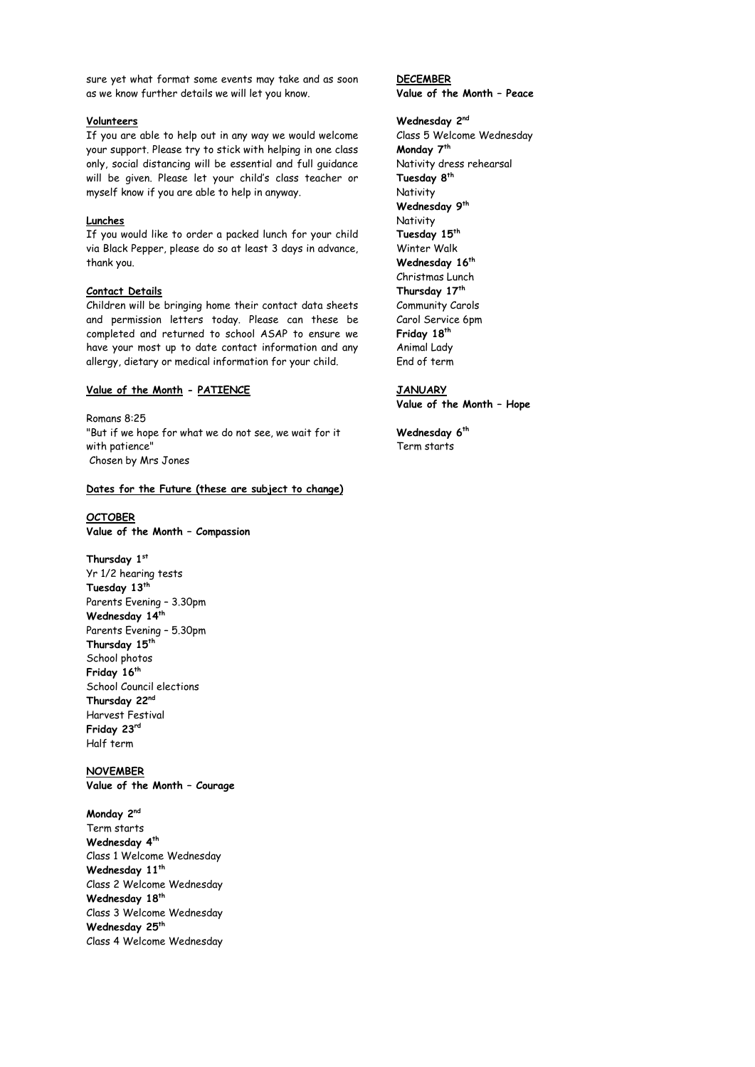sure yet what format some events may take and as soon as we know further details we will let you know.

**Volunteers**

If you are able to help out in any way we would welcome your support. Please try to stick with helping in one class only, social distancing will be essential and full guidance will be given. Please let your child's class teacher or myself know if you are able to help in anyway.

**Lunches**

If you would like to order a packed lunch for your child via Black Pepper, please do so at least 3 days in advance, thank you.

**Contact Details**

Children will be bringing home their contact data sheets and permission letters today. Please can these be completed and returned to school ASAP to ensure we have your most up to date contact information and any allergy, dietary or medical information for your child.

**Value of the Month - PATIENCE**

Romans 8:25
"But if we hope for what we do not see, we wait for it with patience"
Chosen by Mrs Jones

**Dates for the Future (these are subject to change)**

**OCTOBER**
**Value of the Month – Compassion**

**Thursday 1st**
Yr 1/2 hearing tests
**Tuesday 13th**
Parents Evening – 3.30pm
**Wednesday 14th**
Parents Evening – 5.30pm
**Thursday 15th**
School photos
**Friday 16th**
School Council elections
**Thursday 22nd**
Harvest Festival
**Friday 23rd**
Half term

**NOVEMBER**
**Value of the Month – Courage**

**Monday 2nd**
Term starts
**Wednesday 4th**
Class 1 Welcome Wednesday
**Wednesday 11th**
Class 2 Welcome Wednesday
**Wednesday 18th**
Class 3 Welcome Wednesday
**Wednesday 25th**
Class 4 Welcome Wednesday

**DECEMBER**
**Value of the Month – Peace**

**Wednesday 2nd**
Class 5 Welcome Wednesday
**Monday 7th**
Nativity dress rehearsal
**Tuesday 8th**
Nativity
**Wednesday 9th**
Nativity
**Tuesday 15th**
Winter Walk
**Wednesday 16th**
Christmas Lunch
**Thursday 17th**
Community Carols
Carol Service 6pm
**Friday 18th**
Animal Lady
End of term

**JANUARY**
**Value of the Month – Hope**

**Wednesday 6th**
Term starts